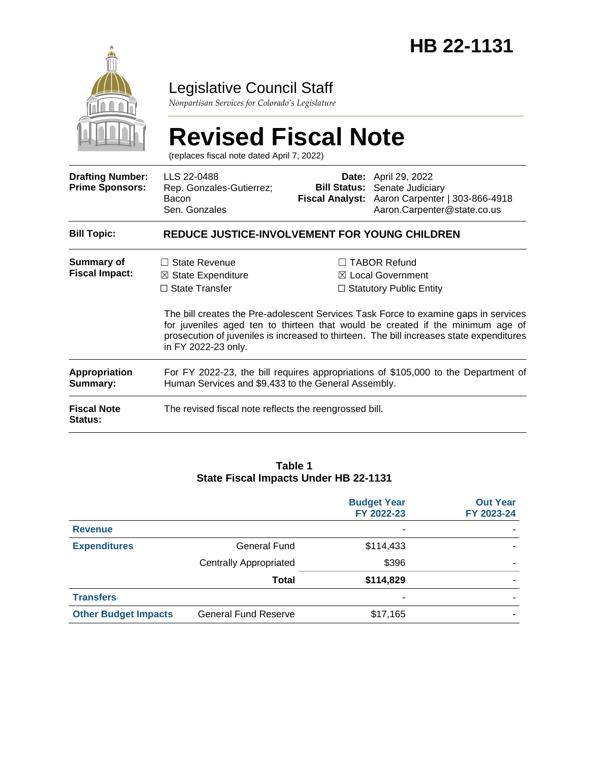# HB 22-1131

## Legislative Council Staff

*Nonpartisan Services for Colorado's Legislature*

# Revised Fiscal Note

(replaces fiscal note dated April 7, 2022)

| | | | |
|---|---|---|---|
| **Drafting Number:** | LLS 22-0488 | **Date:** | April 29, 2022 |
| **Prime Sponsors:** | Rep. Gonzales-Gutierrez; Bacon<br>Sen. Gonzales | **Bill Status:** | Senate Judiciary |
| | | **Fiscal Analyst:** | Aaron Carpenter \| 303-866-4918<br>Aaron.Carpenter@state.co.us |

**Bill Topic:** **REDUCE JUSTICE-INVOLVEMENT FOR YOUNG CHILDREN**

**Summary of Fiscal Impact:**

- ☐ State Revenue
- ☒ State Expenditure
- ☐ State Transfer
- ☐ TABOR Refund
- ☒ Local Government
- ☐ Statutory Public Entity

The bill creates the Pre-adolescent Services Task Force to examine gaps in services for juveniles aged ten to thirteen that would be created if the minimum age of prosecution of juveniles is increased to thirteen. The bill increases state expenditures in FY 2022-23 only.

**Appropriation Summary:** For FY 2022-23, the bill requires appropriations of $105,000 to the Department of Human Services and $9,433 to the General Assembly.

**Fiscal Note Status:** The revised fiscal note reflects the reengrossed bill.

**Table 1**
**State Fiscal Impacts Under HB 22-1131**

| | | Budget Year FY 2022-23 | Out Year FY 2023-24 |
|---|---|---|---|
| **Revenue** | | - | - |
| **Expenditures** | General Fund | $114,433 | - |
| | Centrally Appropriated | $396 | - |
| | **Total** | **$114,829** | - |
| **Transfers** | | - | - |
| **Other Budget Impacts** | General Fund Reserve | $17,165 | - |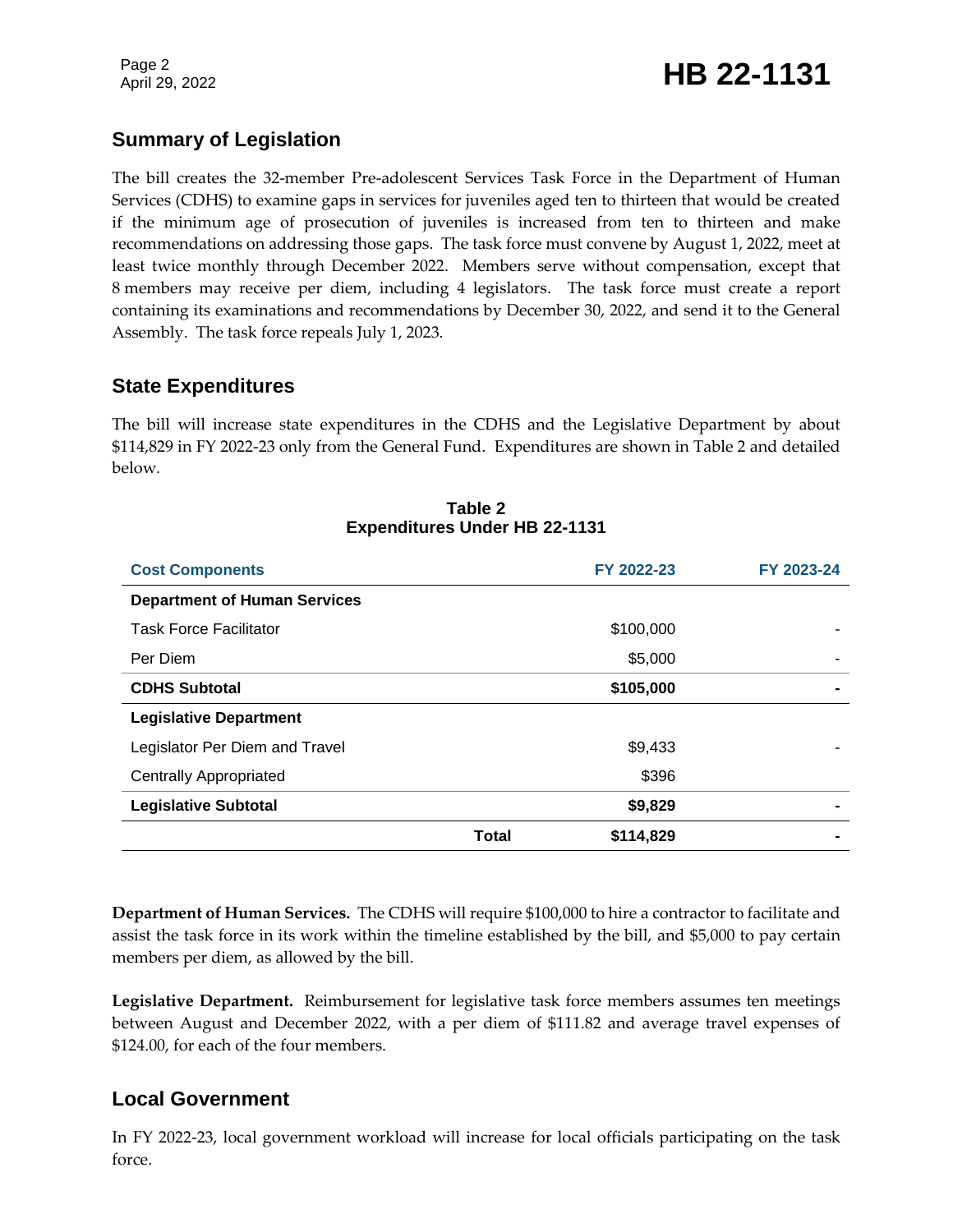## Summary of Legislation

The bill creates the 32-member Pre-adolescent Services Task Force in the Department of Human Services (CDHS) to examine gaps in services for juveniles aged ten to thirteen that would be created if the minimum age of prosecution of juveniles is increased from ten to thirteen and make recommendations on addressing those gaps. The task force must convene by August 1, 2022, meet at least twice monthly through December 2022. Members serve without compensation, except that 8 members may receive per diem, including 4 legislators. The task force must create a report containing its examinations and recommendations by December 30, 2022, and send it to the General Assembly. The task force repeals July 1, 2023.

## State Expenditures

The bill will increase state expenditures in the CDHS and the Legislative Department by about $114,829 in FY 2022-23 only from the General Fund. Expenditures are shown in Table 2 and detailed below.

**Table 2**
**Expenditures Under HB 22-1131**

| Cost Components | FY 2022-23 | FY 2023-24 |
|---|---|---|
| **Department of Human Services** | | |
| Task Force Facilitator | $100,000 | - |
| Per Diem | $5,000 | - |
| **CDHS Subtotal** | **$105,000** | **-** |
| **Legislative Department** | | |
| Legislator Per Diem and Travel | $9,433 | - |
| Centrally Appropriated | $396 | |
| **Legislative Subtotal** | **$9,829** | **-** |
| **Total** | **$114,829** | **-** |

**Department of Human Services.** The CDHS will require $100,000 to hire a contractor to facilitate and assist the task force in its work within the timeline established by the bill, and $5,000 to pay certain members per diem, as allowed by the bill.

**Legislative Department.** Reimbursement for legislative task force members assumes ten meetings between August and December 2022, with a per diem of $111.82 and average travel expenses of $124.00, for each of the four members.

## Local Government

In FY 2022-23, local government workload will increase for local officials participating on the task force.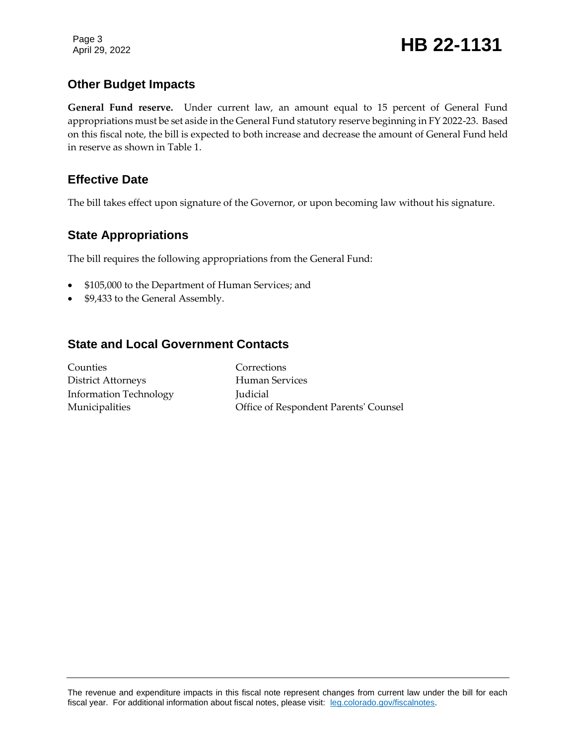## Other Budget Impacts

**General Fund reserve.** Under current law, an amount equal to 15 percent of General Fund appropriations must be set aside in the General Fund statutory reserve beginning in FY 2022-23. Based on this fiscal note, the bill is expected to both increase and decrease the amount of General Fund held in reserve as shown in Table 1.

## Effective Date

The bill takes effect upon signature of the Governor, or upon becoming law without his signature.

## State Appropriations

The bill requires the following appropriations from the General Fund:

- $105,000 to the Department of Human Services; and
- $9,433 to the General Assembly.

## State and Local Government Contacts

| | |
|---|---|
| Counties | Corrections |
| District Attorneys | Human Services |
| Information Technology | Judicial |
| Municipalities | Office of Respondent Parents' Counsel |

The revenue and expenditure impacts in this fiscal note represent changes from current law under the bill for each fiscal year. For additional information about fiscal notes, please visit: leg.colorado.gov/fiscalnotes.